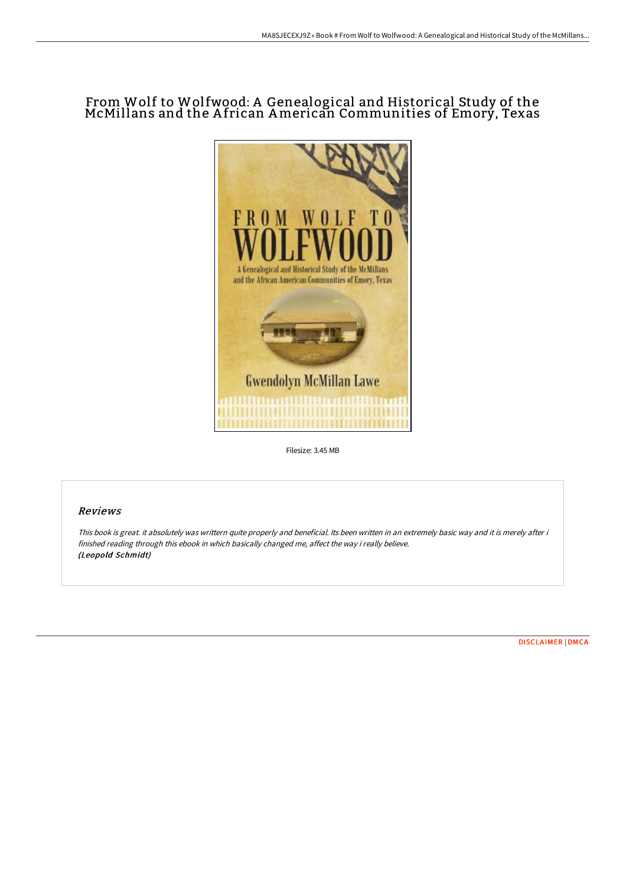# From Wolf to Wolfwood: A Genealogical and Historical Study of the McMillans and the African American Communities of Emory, Texas

Filesize: 3.45 MB

## Reviews

*This book is great. it absolutely was writtern quite properly and beneficial. Its been written in an extremely basic way and it is merely after i finished reading through this ebook in which basically changed me, affect the way i really believe.*
***(Leopold Schmidt)***

DISCLAIMER | DMCA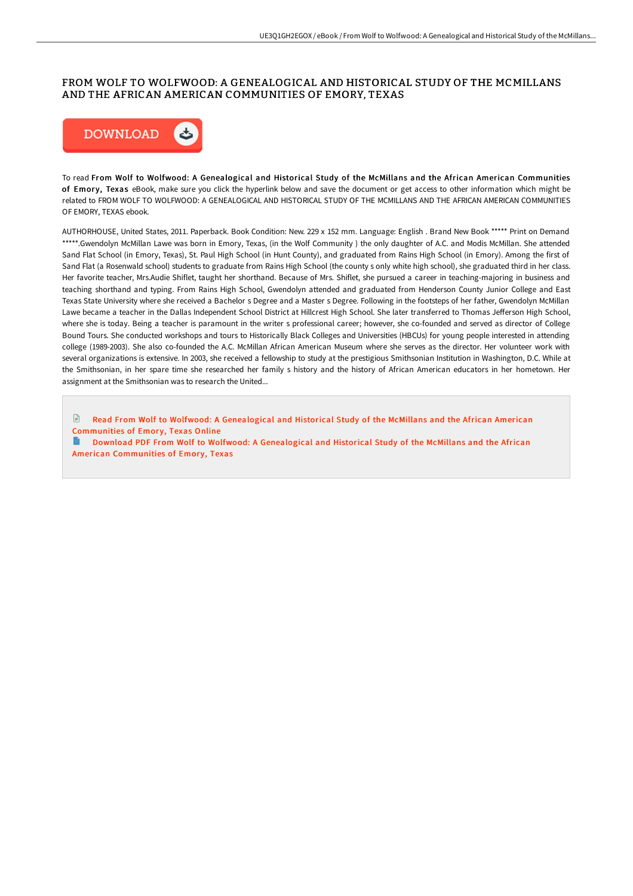# FROM WOLF TO WOLFWOOD: A GENEALOGICAL AND HISTORICAL STUDY OF THE MCMILLANS AND THE AFRICAN AMERICAN COMMUNITIES OF EMORY, TEXAS

DOWNLOAD

To read **From Wolf to Wolfwood: A Genealogical and Historical Study of the McMillans and the African American Communities of Emory, Texas** eBook, make sure you click the hyperlink below and save the document or get access to other information which might be related to FROM WOLF TO WOLFWOOD: A GENEALOGICAL AND HISTORICAL STUDY OF THE MCMILLANS AND THE AFRICAN AMERICAN COMMUNITIES OF EMORY, TEXAS ebook.

AUTHORHOUSE, United States, 2011. Paperback. Book Condition: New. 229 x 152 mm. Language: English . Brand New Book ***** Print on Demand *****.Gwendolyn McMillan Lawe was born in Emory, Texas, (in the Wolf Community ) the only daughter of A.C. and Modis McMillan. She attended Sand Flat School (in Emory, Texas), St. Paul High School (in Hunt County), and graduated from Rains High School (in Emory). Among the first of Sand Flat (a Rosenwald school) students to graduate from Rains High School (the county s only white high school), she graduated third in her class. Her favorite teacher, Mrs.Audie Shiflet, taught her shorthand. Because of Mrs. Shiflet, she pursued a career in teaching-majoring in business and teaching shorthand and typing. From Rains High School, Gwendolyn attended and graduated from Henderson County Junior College and East Texas State University where she received a Bachelor s Degree and a Master s Degree. Following in the footsteps of her father, Gwendolyn McMillan Lawe became a teacher in the Dallas Independent School District at Hillcrest High School. She later transferred to Thomas Jefferson High School, where she is today. Being a teacher is paramount in the writer s professional career; however, she co-founded and served as director of College Bound Tours. She conducted workshops and tours to Historically Black Colleges and Universities (HBCUs) for young people interested in attending college (1989-2003). She also co-founded the A.C. McMillan African American Museum where she serves as the director. Her volunteer work with several organizations is extensive. In 2003, she received a fellowship to study at the prestigious Smithsonian Institution in Washington, D.C. While at the Smithsonian, in her spare time she researched her family s history and the history of African American educators in her hometown. Her assignment at the Smithsonian was to research the United...

Read From Wolf to Wolfwood: A Genealogical and Historical Study of the McMillans and the African American Communities of Emory, Texas Online

Download PDF From Wolf to Wolfwood: A Genealogical and Historical Study of the McMillans and the African American Communities of Emory, Texas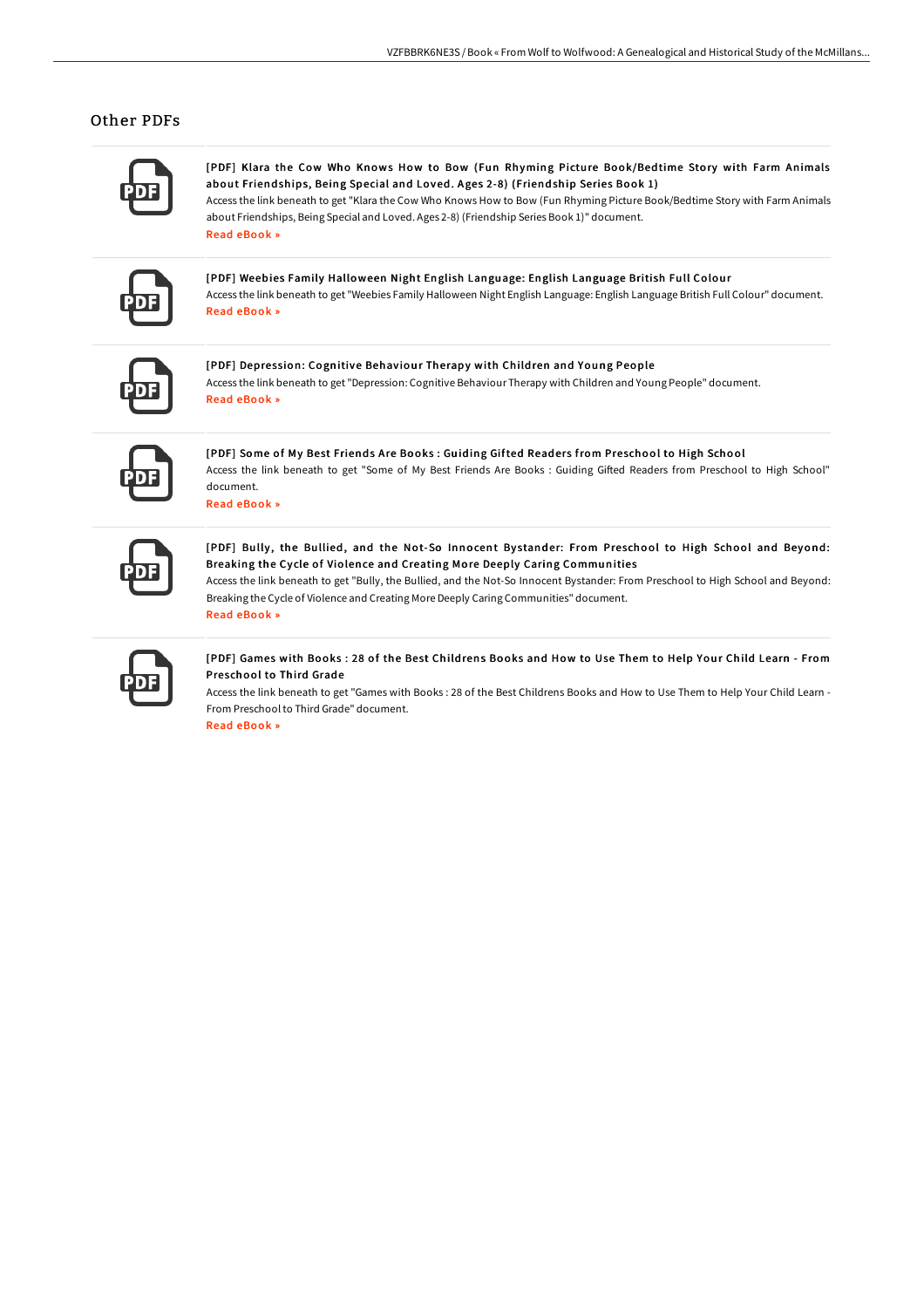## Other PDFs

**[PDF] Klara the Cow Who Knows How to Bow (Fun Rhyming Picture Book/Bedtime Story with Farm Animals about Friendships, Being Special and Loved. Ages 2-8) (Friendship Series Book 1)**

Access the link beneath to get "Klara the Cow Who Knows How to Bow (Fun Rhyming Picture Book/Bedtime Story with Farm Animals about Friendships, Being Special and Loved. Ages 2-8) (Friendship Series Book 1)" document.

Read eBook »

**[PDF] Weebies Family Halloween Night English Language: English Language British Full Colour**

Access the link beneath to get "Weebies Family Halloween Night English Language: English Language British Full Colour" document.

Read eBook »

**[PDF] Depression: Cognitive Behaviour Therapy with Children and Young People**

Access the link beneath to get "Depression: Cognitive Behaviour Therapy with Children and Young People" document.

Read eBook »

**[PDF] Some of My Best Friends Are Books : Guiding Gifted Readers from Preschool to High School**

Access the link beneath to get "Some of My Best Friends Are Books : Guiding Gifted Readers from Preschool to High School" document.

Read eBook »

**[PDF] Bully, the Bullied, and the Not-So Innocent Bystander: From Preschool to High School and Beyond: Breaking the Cycle of Violence and Creating More Deeply Caring Communities**

Access the link beneath to get "Bully, the Bullied, and the Not-So Innocent Bystander: From Preschool to High School and Beyond: Breaking the Cycle of Violence and Creating More Deeply Caring Communities" document.

Read eBook »

**[PDF] Games with Books : 28 of the Best Childrens Books and How to Use Them to Help Your Child Learn - From Preschool to Third Grade**

Access the link beneath to get "Games with Books : 28 of the Best Childrens Books and How to Use Them to Help Your Child Learn - From Preschool to Third Grade" document.

Read eBook »